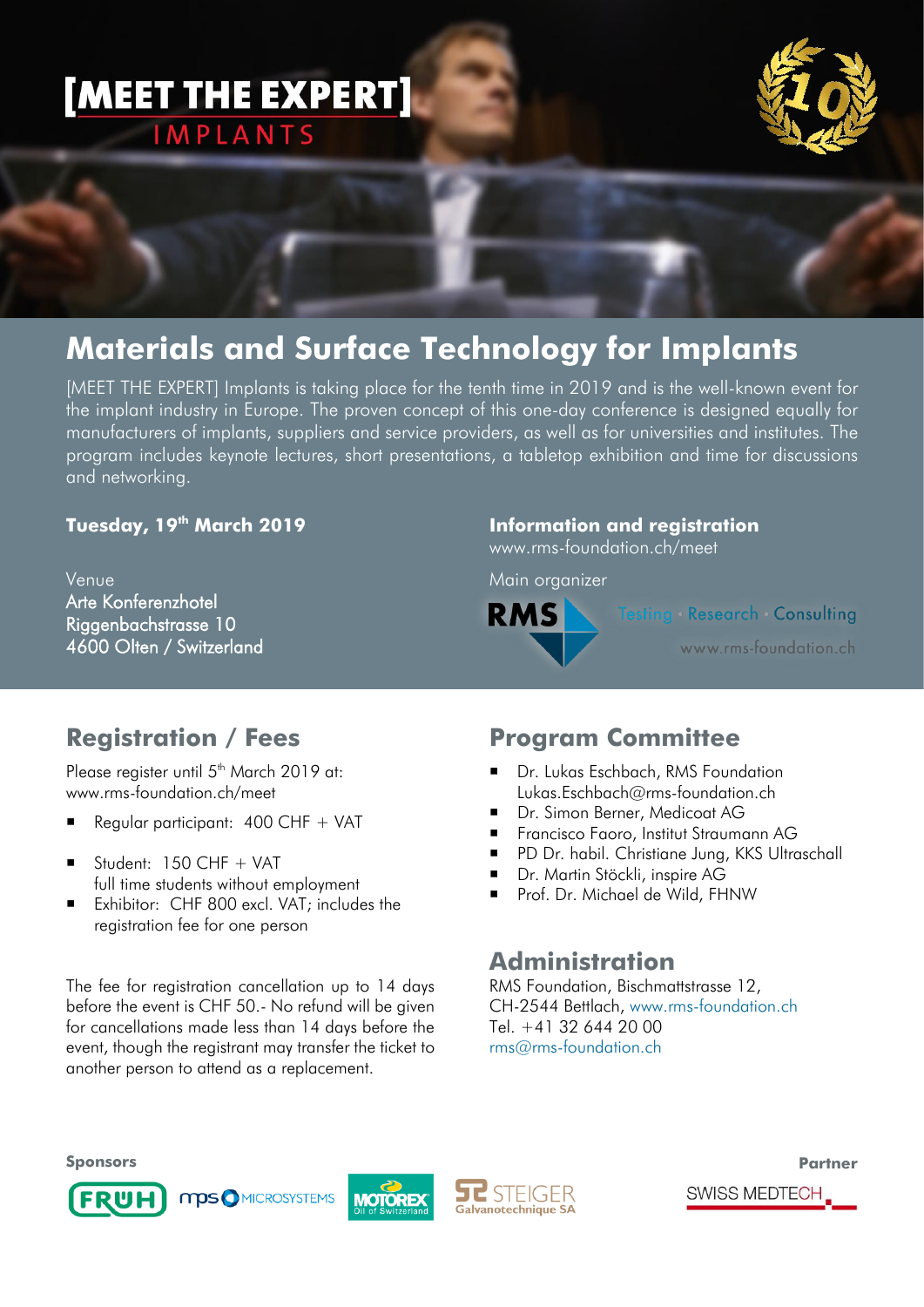# [MEET THE EXPERT]

IMPLANTS

## Materials and Surface Technology for Implants

[MEET THE EXPERT] Implants is taking place for the tenth time in 2019 and is the well-known event for the implant industry in Europe. The proven concept of this one-day conference is designed equally for manufacturers of implants, suppliers and service providers, as well as for universities and institutes. The program includes keynote lectures, short presentations, a tabletop exhibition and time for discussions and networking.

**Tuesday, 19th March 2019**

Venue
Arte Konferenzhotel
Riggenbachstrasse 10
4600 Olten / Switzerland

**Information and registration**
www.rms-foundation.ch/meet

Main organizer

RMS Testing · Research · Consulting

www.rms-foundation.ch

## Registration / Fees

Please register until 5th March 2019 at:
www.rms-foundation.ch/meet

- Regular participant: 400 CHF + VAT
- Student: 150 CHF + VAT
  full time students without employment
- Exhibitor: CHF 800 excl. VAT; includes the registration fee for one person

The fee for registration cancellation up to 14 days before the event is CHF 50.- No refund will be given for cancellations made less than 14 days before the event, though the registrant may transfer the ticket to another person to attend as a replacement.

## Program Committee

- Dr. Lukas Eschbach, RMS Foundation
  Lukas.Eschbach@rms-foundation.ch
- Dr. Simon Berner, Medicoat AG
- Francisco Faoro, Institut Straumann AG
- PD Dr. habil. Christiane Jung, KKS Ultraschall
- Dr. Martin Stöckli, inspire AG
- Prof. Dr. Michael de Wild, FHNW

## Administration

RMS Foundation, Bischmattstrasse 12,
CH-2544 Bettlach, www.rms-foundation.ch
Tel. +41 32 644 20 00
rms@rms-foundation.ch

**Sponsors**

FRUH · mps MICROSYSTEMS · MOTOREX Oil of Switzerland · STEIGER Galvanotechnique SA

**Partner**

SWISS MEDTECH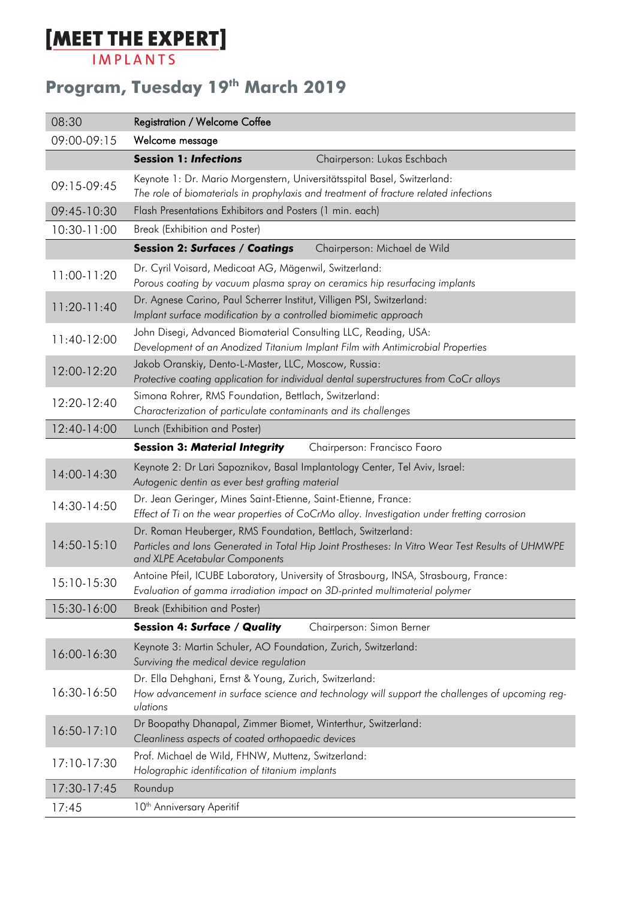# [MEET THE EXPERT]
IMPLANTS

## Program, Tuesday 19th March 2019

| | |
|---|---|
| 08:30 | Registration / Welcome Coffee |
| 09:00-09:15 | Welcome message |
| | **Session 1: *Infections*** Chairperson: Lukas Eschbach |
| 09:15-09:45 | Keynote 1: Dr. Mario Morgenstern, Universitätsspital Basel, Switzerland:<br>*The role of biomaterials in prophylaxis and treatment of fracture related infections* |
| 09:45-10:30 | Flash Presentations Exhibitors and Posters (1 min. each) |
| 10:30-11:00 | Break (Exhibition and Poster) |
| | **Session 2: *Surfaces / Coatings*** Chairperson: Michael de Wild |
| 11:00-11:20 | Dr. Cyril Voisard, Medicoat AG, Mägenwil, Switzerland:<br>*Porous coating by vacuum plasma spray on ceramics hip resurfacing implants* |
| 11:20-11:40 | Dr. Agnese Carino, Paul Scherrer Institut, Villigen PSI, Switzerland:<br>*Implant surface modification by a controlled biomimetic approach* |
| 11:40-12:00 | John Disegi, Advanced Biomaterial Consulting LLC, Reading, USA:<br>*Development of an Anodized Titanium Implant Film with Antimicrobial Properties* |
| 12:00-12:20 | Jakob Oranskiy, Dento-L-Master, LLC, Moscow, Russia:<br>*Protective coating application for individual dental superstructures from CoCr alloys* |
| 12:20-12:40 | Simona Rohrer, RMS Foundation, Bettlach, Switzerland:<br>*Characterization of particulate contaminants and its challenges* |
| 12:40-14:00 | Lunch (Exhibition and Poster) |
| | **Session 3: *Material Integrity*** Chairperson: Francisco Faoro |
| 14:00-14:30 | Keynote 2: Dr Lari Sapoznikov, Basal Implantology Center, Tel Aviv, Israel:<br>*Autogenic dentin as ever best grafting material* |
| 14:30-14:50 | Dr. Jean Geringer, Mines Saint-Etienne, Saint-Etienne, France:<br>*Effect of Ti on the wear properties of CoCrMo alloy. Investigation under fretting corrosion* |
| 14:50-15:10 | Dr. Roman Heuberger, RMS Foundation, Bettlach, Switzerland:<br>*Particles and Ions Generated in Total Hip Joint Prostheses: In Vitro Wear Test Results of UHMWPE and XLPE Acetabular Components* |
| 15:10-15:30 | Antoine Pfeil, ICUBE Laboratory, University of Strasbourg, INSA, Strasbourg, France:<br>*Evaluation of gamma irradiation impact on 3D-printed multimaterial polymer* |
| 15:30-16:00 | Break (Exhibition and Poster) |
| | **Session 4: *Surface / Quality*** Chairperson: Simon Berner |
| 16:00-16:30 | Keynote 3: Martin Schuler, AO Foundation, Zurich, Switzerland:<br>*Surviving the medical device regulation* |
| 16:30-16:50 | Dr. Ella Dehghani, Ernst & Young, Zurich, Switzerland:<br>*How advancement in surface science and technology will support the challenges of upcoming regulations* |
| 16:50-17:10 | Dr Boopathy Dhanapal, Zimmer Biomet, Winterthur, Switzerland:<br>*Cleanliness aspects of coated orthopaedic devices* |
| 17:10-17:30 | Prof. Michael de Wild, FHNW, Muttenz, Switzerland:<br>*Holographic identification of titanium implants* |
| 17:30-17:45 | Roundup |
| 17:45 | 10th Anniversary Aperitif |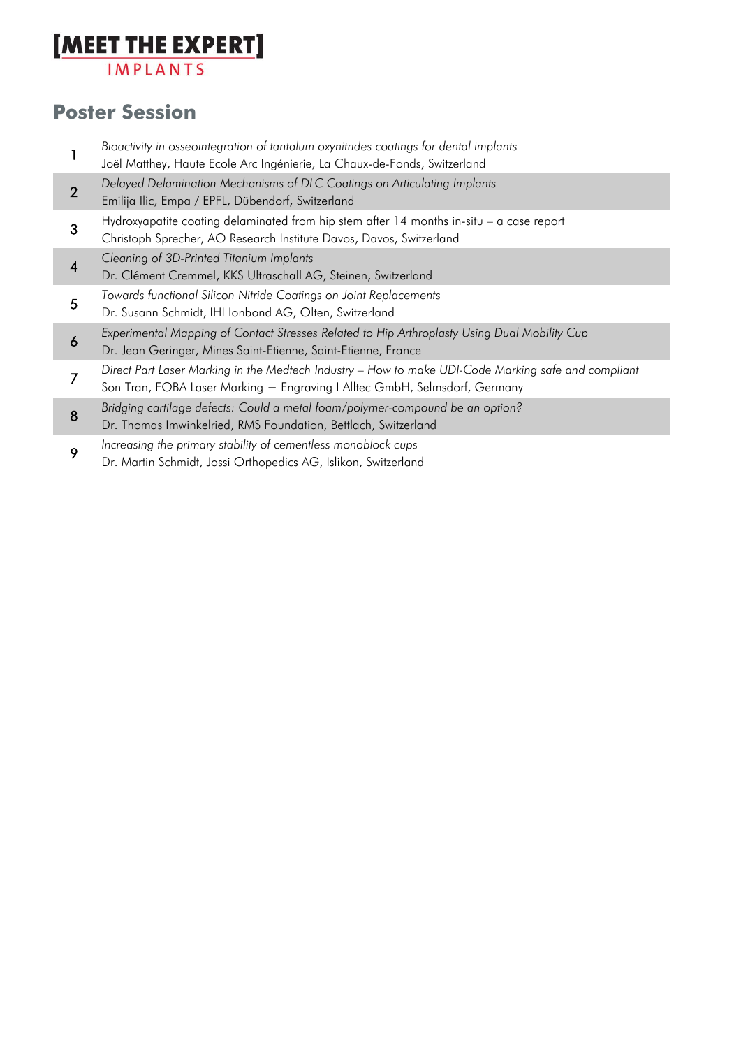**[MEET THE EXPERT]**
**IMPLANTS**

## Poster Session

| | |
|---|---|
| 1 | *Bioactivity in osseointegration of tantalum oxynitrides coatings for dental implants*<br>Joël Matthey, Haute Ecole Arc Ingénierie, La Chaux-de-Fonds, Switzerland |
| 2 | *Delayed Delamination Mechanisms of DLC Coatings on Articulating Implants*<br>Emilija Ilic, Empa / EPFL, Dübendorf, Switzerland |
| 3 | Hydroxyapatite coating delaminated from hip stem after 14 months in-situ – a case report<br>Christoph Sprecher, AO Research Institute Davos, Davos, Switzerland |
| 4 | *Cleaning of 3D-Printed Titanium Implants*<br>Dr. Clément Cremmel, KKS Ultraschall AG, Steinen, Switzerland |
| 5 | *Towards functional Silicon Nitride Coatings on Joint Replacements*<br>Dr. Susann Schmidt, IHI Ionbond AG, Olten, Switzerland |
| 6 | *Experimental Mapping of Contact Stresses Related to Hip Arthroplasty Using Dual Mobility Cup*<br>Dr. Jean Geringer, Mines Saint-Etienne, Saint-Etienne, France |
| 7 | *Direct Part Laser Marking in the Medtech Industry – How to make UDI-Code Marking safe and compliant*<br>Son Tran, FOBA Laser Marking + Engraving I Alltec GmbH, Selmsdorf, Germany |
| 8 | *Bridging cartilage defects: Could a metal foam/polymer-compound be an option?*<br>Dr. Thomas Imwinkelried, RMS Foundation, Bettlach, Switzerland |
| 9 | *Increasing the primary stability of cementless monoblock cups*<br>Dr. Martin Schmidt, Jossi Orthopedics AG, Islikon, Switzerland |